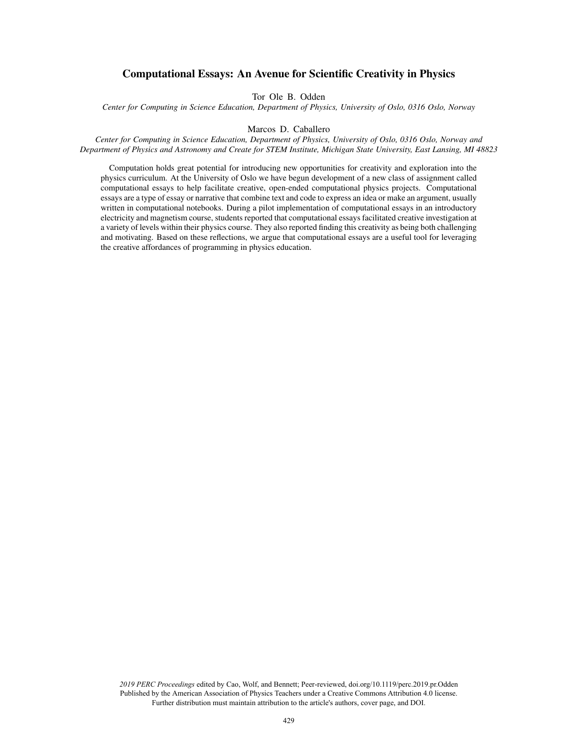# Computational Essays: An Avenue for Scientific Creativity in Physics

Tor Ole B. Odden

*Center for Computing in Science Education, Department of Physics, University of Oslo, 0316 Oslo, Norway*

Marcos D. Caballero

*Center for Computing in Science Education, Department of Physics, University of Oslo, 0316 Oslo, Norway and Department of Physics and Astronomy and Create for STEM Institute, Michigan State University, East Lansing, MI 48823*

Computation holds great potential for introducing new opportunities for creativity and exploration into the physics curriculum. At the University of Oslo we have begun development of a new class of assignment called computational essays to help facilitate creative, open-ended computational physics projects. Computational essays are a type of essay or narrative that combine text and code to express an idea or make an argument, usually written in computational notebooks. During a pilot implementation of computational essays in an introductory electricity and magnetism course, students reported that computational essays facilitated creative investigation at a variety of levels within their physics course. They also reported finding this creativity as being both challenging and motivating. Based on these reflections, we argue that computational essays are a useful tool for leveraging the creative affordances of programming in physics education.

*2019 PERC Proceedings* edited by Cao, Wolf, and Bennett; Peer-reviewed, doi.org/10.1119/perc.2019.pr.Odden
Published by the American Association of Physics Teachers under a Creative Commons Attribution 4.0 license.
Further distribution must maintain attribution to the article's authors, cover page, and DOI.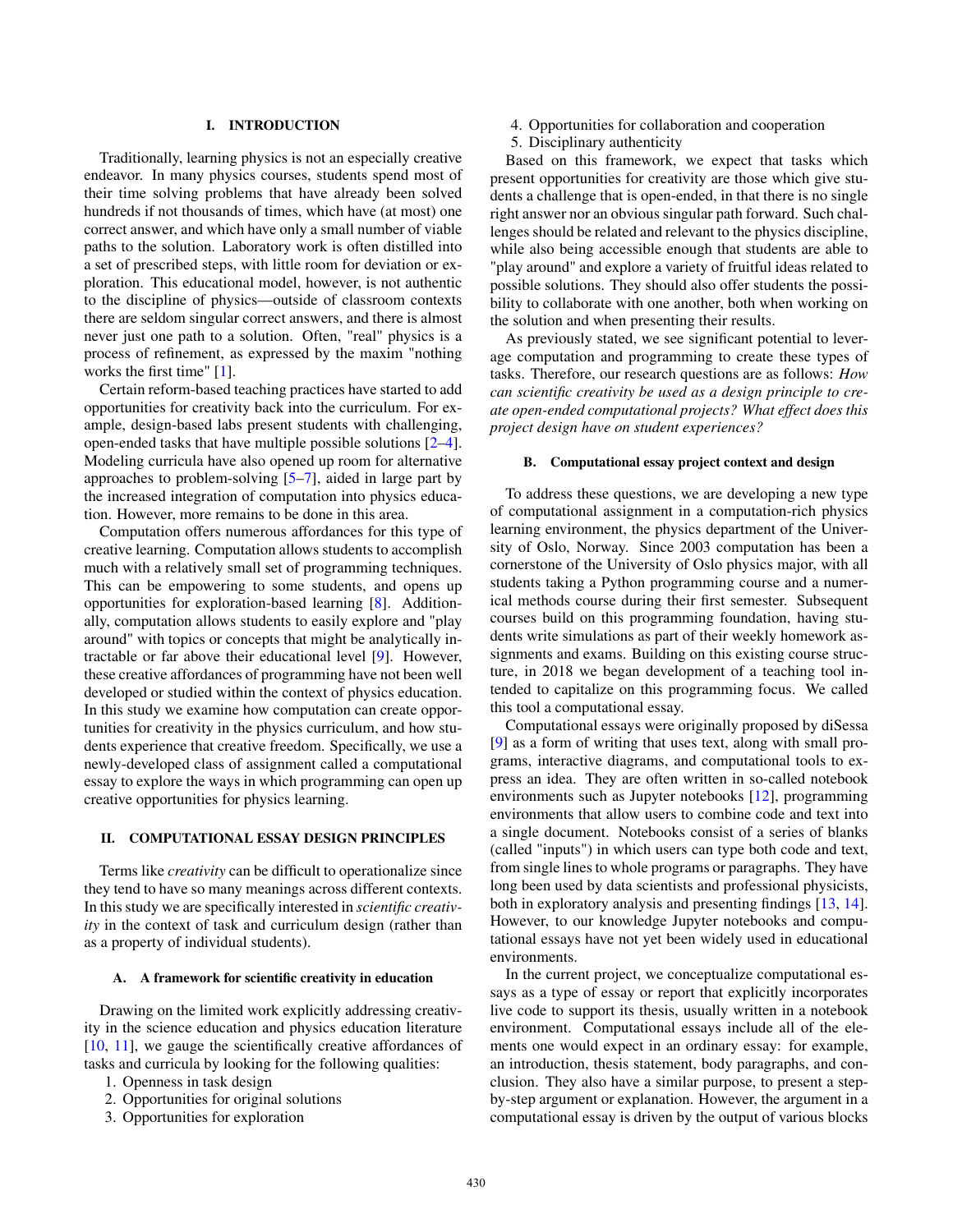## I. INTRODUCTION

Traditionally, learning physics is not an especially creative endeavor. In many physics courses, students spend most of their time solving problems that have already been solved hundreds if not thousands of times, which have (at most) one correct answer, and which have only a small number of viable paths to the solution. Laboratory work is often distilled into a set of prescribed steps, with little room for deviation or exploration. This educational model, however, is not authentic to the discipline of physics—outside of classroom contexts there are seldom singular correct answers, and there is almost never just one path to a solution. Often, "real" physics is a process of refinement, as expressed by the maxim "nothing works the first time" [1].

Certain reform-based teaching practices have started to add opportunities for creativity back into the curriculum. For example, design-based labs present students with challenging, open-ended tasks that have multiple possible solutions [2–4]. Modeling curricula have also opened up room for alternative approaches to problem-solving [5–7], aided in large part by the increased integration of computation into physics education. However, more remains to be done in this area.

Computation offers numerous affordances for this type of creative learning. Computation allows students to accomplish much with a relatively small set of programming techniques. This can be empowering to some students, and opens up opportunities for exploration-based learning [8]. Additionally, computation allows students to easily explore and "play around" with topics or concepts that might be analytically intractable or far above their educational level [9]. However, these creative affordances of programming have not been well developed or studied within the context of physics education. In this study we examine how computation can create opportunities for creativity in the physics curriculum, and how students experience that creative freedom. Specifically, we use a newly-developed class of assignment called a computational essay to explore the ways in which programming can open up creative opportunities for physics learning.

## II. COMPUTATIONAL ESSAY DESIGN PRINCIPLES

Terms like *creativity* can be difficult to operationalize since they tend to have so many meanings across different contexts. In this study we are specifically interested in *scientific creativity* in the context of task and curriculum design (rather than as a property of individual students).

### A. A framework for scientific creativity in education

Drawing on the limited work explicitly addressing creativity in the science education and physics education literature [10, 11], we gauge the scientifically creative affordances of tasks and curricula by looking for the following qualities:

1. Openness in task design
2. Opportunities for original solutions
3. Opportunities for exploration
4. Opportunities for collaboration and cooperation
5. Disciplinary authenticity

Based on this framework, we expect that tasks which present opportunities for creativity are those which give students a challenge that is open-ended, in that there is no single right answer nor an obvious singular path forward. Such challenges should be related and relevant to the physics discipline, while also being accessible enough that students are able to "play around" and explore a variety of fruitful ideas related to possible solutions. They should also offer students the possibility to collaborate with one another, both when working on the solution and when presenting their results.

As previously stated, we see significant potential to leverage computation and programming to create these types of tasks. Therefore, our research questions are as follows: *How can scientific creativity be used as a design principle to create open-ended computational projects? What effect does this project design have on student experiences?*

### B. Computational essay project context and design

To address these questions, we are developing a new type of computational assignment in a computation-rich physics learning environment, the physics department of the University of Oslo, Norway. Since 2003 computation has been a cornerstone of the University of Oslo physics major, with all students taking a Python programming course and a numerical methods course during their first semester. Subsequent courses build on this programming foundation, having students write simulations as part of their weekly homework assignments and exams. Building on this existing course structure, in 2018 we began development of a teaching tool intended to capitalize on this programming focus. We called this tool a computational essay.

Computational essays were originally proposed by diSessa [9] as a form of writing that uses text, along with small programs, interactive diagrams, and computational tools to express an idea. They are often written in so-called notebook environments such as Jupyter notebooks [12], programming environments that allow users to combine code and text into a single document. Notebooks consist of a series of blanks (called "inputs") in which users can type both code and text, from single lines to whole programs or paragraphs. They have long been used by data scientists and professional physicists, both in exploratory analysis and presenting findings [13, 14]. However, to our knowledge Jupyter notebooks and computational essays have not yet been widely used in educational environments.

In the current project, we conceptualize computational essays as a type of essay or report that explicitly incorporates live code to support its thesis, usually written in a notebook environment. Computational essays include all of the elements one would expect in an ordinary essay: for example, an introduction, thesis statement, body paragraphs, and conclusion. They also have a similar purpose, to present a step-by-step argument or explanation. However, the argument in a computational essay is driven by the output of various blocks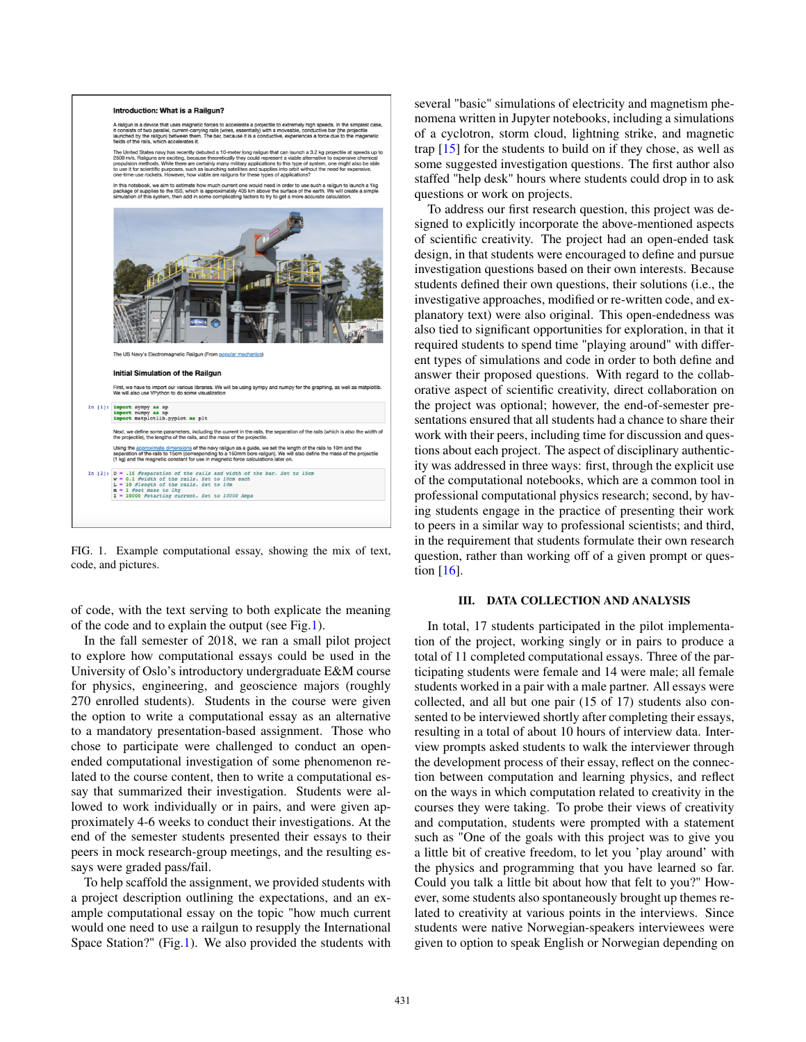FIG. 1. Example computational essay, showing the mix of text, code, and pictures.

of code, with the text serving to both explicate the meaning of the code and to explain the output (see Fig.1).

In the fall semester of 2018, we ran a small pilot project to explore how computational essays could be used in the University of Oslo's introductory undergraduate E&M course for physics, engineering, and geoscience majors (roughly 270 enrolled students). Students in the course were given the option to write a computational essay as an alternative to a mandatory presentation-based assignment. Those who chose to participate were challenged to conduct an open-ended computational investigation of some phenomenon related to the course content, then to write a computational essay that summarized their investigation. Students were allowed to work individually or in pairs, and were given approximately 4-6 weeks to conduct their investigations. At the end of the semester students presented their essays to their peers in mock research-group meetings, and the resulting essays were graded pass/fail.

To help scaffold the assignment, we provided students with a project description outlining the expectations, and an example computational essay on the topic "how much current would one need to use a railgun to resupply the International Space Station?" (Fig.1). We also provided the students with several "basic" simulations of electricity and magnetism phenomena written in Jupyter notebooks, including a simulations of a cyclotron, storm cloud, lightning strike, and magnetic trap [15] for the students to build on if they chose, as well as some suggested investigation questions. The first author also staffed "help desk" hours where students could drop in to ask questions or work on projects.

To address our first research question, this project was designed to explicitly incorporate the above-mentioned aspects of scientific creativity. The project had an open-ended task design, in that students were encouraged to define and pursue investigation questions based on their own interests. Because students defined their own questions, their solutions (i.e., the investigative approaches, modified or re-written code, and explanatory text) were also original. This open-endedness was also tied to significant opportunities for exploration, in that it required students to spend time "playing around" with different types of simulations and code in order to both define and answer their proposed questions. With regard to the collaborative aspect of scientific creativity, direct collaboration on the project was optional; however, the end-of-semester presentations ensured that all students had a chance to share their work with their peers, including time for discussion and questions about each project. The aspect of disciplinary authenticity was addressed in three ways: first, through the explicit use of the computational notebooks, which are a common tool in professional computational physics research; second, by having students engage in the practice of presenting their work to peers in a similar way to professional scientists; and third, in the requirement that students formulate their own research question, rather than working off of a given prompt or question [16].

## III. DATA COLLECTION AND ANALYSIS

In total, 17 students participated in the pilot implementation of the project, working singly or in pairs to produce a total of 11 completed computational essays. Three of the participating students were female and 14 were male; all female students worked in a pair with a male partner. All essays were collected, and all but one pair (15 of 17) students also consented to be interviewed shortly after completing their essays, resulting in a total of about 10 hours of interview data. Interview prompts asked students to walk the interviewer through the development process of their essay, reflect on the connection between computation and learning physics, and reflect on the ways in which computation related to creativity in the courses they were taking. To probe their views of creativity and computation, students were prompted with a statement such as "One of the goals with this project was to give you a little bit of creative freedom, to let you 'play around' with the physics and programming that you have learned so far. Could you talk a little bit about how that felt to you?" However, some students also spontaneously brought up themes related to creativity at various points in the interviews. Since students were native Norwegian-speakers interviewees were given to option to speak English or Norwegian depending on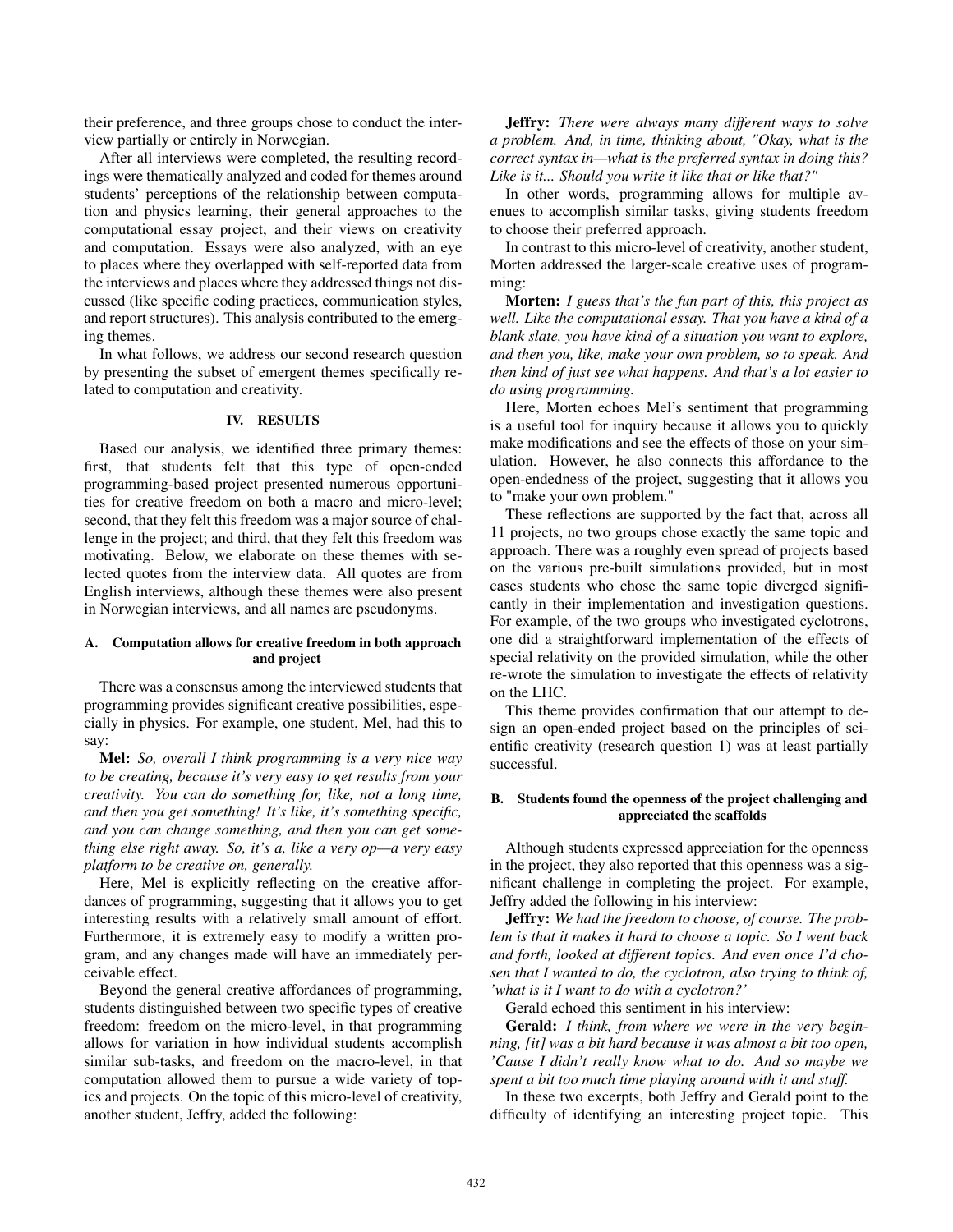their preference, and three groups chose to conduct the interview partially or entirely in Norwegian.

After all interviews were completed, the resulting recordings were thematically analyzed and coded for themes around students' perceptions of the relationship between computation and physics learning, their general approaches to the computational essay project, and their views on creativity and computation. Essays were also analyzed, with an eye to places where they overlapped with self-reported data from the interviews and places where they addressed things not discussed (like specific coding practices, communication styles, and report structures). This analysis contributed to the emerging themes.

In what follows, we address our second research question by presenting the subset of emergent themes specifically related to computation and creativity.

## IV. RESULTS

Based our analysis, we identified three primary themes: first, that students felt that this type of open-ended programming-based project presented numerous opportunities for creative freedom on both a macro and micro-level; second, that they felt this freedom was a major source of challenge in the project; and third, that they felt this freedom was motivating. Below, we elaborate on these themes with selected quotes from the interview data. All quotes are from English interviews, although these themes were also present in Norwegian interviews, and all names are pseudonyms.

### A. Computation allows for creative freedom in both approach and project

There was a consensus among the interviewed students that programming provides significant creative possibilities, especially in physics. For example, one student, Mel, had this to say:

**Mel:** *So, overall I think programming is a very nice way to be creating, because it's very easy to get results from your creativity. You can do something for, like, not a long time, and then you get something! It's like, it's something specific, and you can change something, and then you can get something else right away. So, it's a, like a very op—a very easy platform to be creative on, generally.*

Here, Mel is explicitly reflecting on the creative affordances of programming, suggesting that it allows you to get interesting results with a relatively small amount of effort. Furthermore, it is extremely easy to modify a written program, and any changes made will have an immediately perceivable effect.

Beyond the general creative affordances of programming, students distinguished between two specific types of creative freedom: freedom on the micro-level, in that programming allows for variation in how individual students accomplish similar sub-tasks, and freedom on the macro-level, in that computation allowed them to pursue a wide variety of topics and projects. On the topic of this micro-level of creativity, another student, Jeffry, added the following:

**Jeffry:** *There were always many different ways to solve a problem. And, in time, thinking about, "Okay, what is the correct syntax in—what is the preferred syntax in doing this? Like is it... Should you write it like that or like that?"*

In other words, programming allows for multiple avenues to accomplish similar tasks, giving students freedom to choose their preferred approach.

In contrast to this micro-level of creativity, another student, Morten addressed the larger-scale creative uses of programming:

**Morten:** *I guess that's the fun part of this, this project as well. Like the computational essay. That you have a kind of a blank slate, you have kind of a situation you want to explore, and then you, like, make your own problem, so to speak. And then kind of just see what happens. And that's a lot easier to do using programming.*

Here, Morten echoes Mel's sentiment that programming is a useful tool for inquiry because it allows you to quickly make modifications and see the effects of those on your simulation. However, he also connects this affordance to the open-endedness of the project, suggesting that it allows you to "make your own problem."

These reflections are supported by the fact that, across all 11 projects, no two groups chose exactly the same topic and approach. There was a roughly even spread of projects based on the various pre-built simulations provided, but in most cases students who chose the same topic diverged significantly in their implementation and investigation questions. For example, of the two groups who investigated cyclotrons, one did a straightforward implementation of the effects of special relativity on the provided simulation, while the other re-wrote the simulation to investigate the effects of relativity on the LHC.

This theme provides confirmation that our attempt to design an open-ended project based on the principles of scientific creativity (research question 1) was at least partially successful.

### B. Students found the openness of the project challenging and appreciated the scaffolds

Although students expressed appreciation for the openness in the project, they also reported that this openness was a significant challenge in completing the project. For example, Jeffry added the following in his interview:

**Jeffry:** *We had the freedom to choose, of course. The problem is that it makes it hard to choose a topic. So I went back and forth, looked at different topics. And even once I'd chosen that I wanted to do, the cyclotron, also trying to think of, 'what is it I want to do with a cyclotron?'*

Gerald echoed this sentiment in his interview:

**Gerald:** *I think, from where we were in the very beginning, [it] was a bit hard because it was almost a bit too open, 'Cause I didn't really know what to do. And so maybe we spent a bit too much time playing around with it and stuff.*

In these two excerpts, both Jeffry and Gerald point to the difficulty of identifying an interesting project topic. This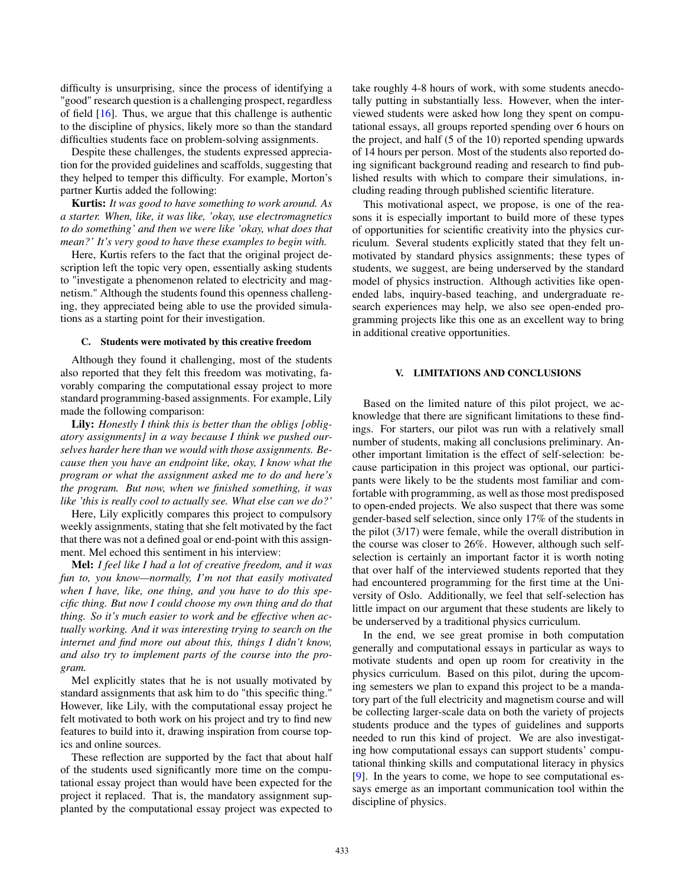difficulty is unsurprising, since the process of identifying a "good" research question is a challenging prospect, regardless of field [16]. Thus, we argue that this challenge is authentic to the discipline of physics, likely more so than the standard difficulties students face on problem-solving assignments.

Despite these challenges, the students expressed appreciation for the provided guidelines and scaffolds, suggesting that they helped to temper this difficulty. For example, Morton's partner Kurtis added the following:

**Kurtis:** *It was good to have something to work around. As a starter. When, like, it was like, 'okay, use electromagnetics to do something' and then we were like 'okay, what does that mean?' It's very good to have these examples to begin with.*

Here, Kurtis refers to the fact that the original project description left the topic very open, essentially asking students to "investigate a phenomenon related to electricity and magnetism." Although the students found this openness challenging, they appreciated being able to use the provided simulations as a starting point for their investigation.

### C. Students were motivated by this creative freedom

Although they found it challenging, most of the students also reported that they felt this freedom was motivating, favorably comparing the computational essay project to more standard programming-based assignments. For example, Lily made the following comparison:

**Lily:** *Honestly I think this is better than the obligs [obligatory assignments] in a way because I think we pushed ourselves harder here than we would with those assignments. Because then you have an endpoint like, okay, I know what the program or what the assignment asked me to do and here's the program. But now, when we finished something, it was like 'this is really cool to actually see. What else can we do?'*

Here, Lily explicitly compares this project to compulsory weekly assignments, stating that she felt motivated by the fact that there was not a defined goal or end-point with this assignment. Mel echoed this sentiment in his interview:

**Mel:** *I feel like I had a lot of creative freedom, and it was fun to, you know—normally, I'm not that easily motivated when I have, like, one thing, and you have to do this specific thing. But now I could choose my own thing and do that thing. So it's much easier to work and be effective when actually working. And it was interesting trying to search on the internet and find more out about this, things I didn't know, and also try to implement parts of the course into the program.*

Mel explicitly states that he is not usually motivated by standard assignments that ask him to do "this specific thing." However, like Lily, with the computational essay project he felt motivated to both work on his project and try to find new features to build into it, drawing inspiration from course topics and online sources.

These reflection are supported by the fact that about half of the students used significantly more time on the computational essay project than would have been expected for the project it replaced. That is, the mandatory assignment supplanted by the computational essay project was expected to take roughly 4-8 hours of work, with some students anecdotally putting in substantially less. However, when the interviewed students were asked how long they spent on computational essays, all groups reported spending over 6 hours on the project, and half (5 of the 10) reported spending upwards of 14 hours per person. Most of the students also reported doing significant background reading and research to find published results with which to compare their simulations, including reading through published scientific literature.

This motivational aspect, we propose, is one of the reasons it is especially important to build more of these types of opportunities for scientific creativity into the physics curriculum. Several students explicitly stated that they felt unmotivated by standard physics assignments; these types of students, we suggest, are being underserved by the standard model of physics instruction. Although activities like open-ended labs, inquiry-based teaching, and undergraduate research experiences may help, we also see open-ended programming projects like this one as an excellent way to bring in additional creative opportunities.

## V. LIMITATIONS AND CONCLUSIONS

Based on the limited nature of this pilot project, we acknowledge that there are significant limitations to these findings. For starters, our pilot was run with a relatively small number of students, making all conclusions preliminary. Another important limitation is the effect of self-selection: because participation in this project was optional, our participants were likely to be the students most familiar and comfortable with programming, as well as those most predisposed to open-ended projects. We also suspect that there was some gender-based self selection, since only 17% of the students in the pilot (3/17) were female, while the overall distribution in the course was closer to 26%. However, although such self-selection is certainly an important factor it is worth noting that over half of the interviewed students reported that they had encountered programming for the first time at the University of Oslo. Additionally, we feel that self-selection has little impact on our argument that these students are likely to be underserved by a traditional physics curriculum.

In the end, we see great promise in both computation generally and computational essays in particular as ways to motivate students and open up room for creativity in the physics curriculum. Based on this pilot, during the upcoming semesters we plan to expand this project to be a mandatory part of the full electricity and magnetism course and will be collecting larger-scale data on both the variety of projects students produce and the types of guidelines and supports needed to run this kind of project. We are also investigating how computational essays can support students' computational thinking skills and computational literacy in physics [9]. In the years to come, we hope to see computational essays emerge as an important communication tool within the discipline of physics.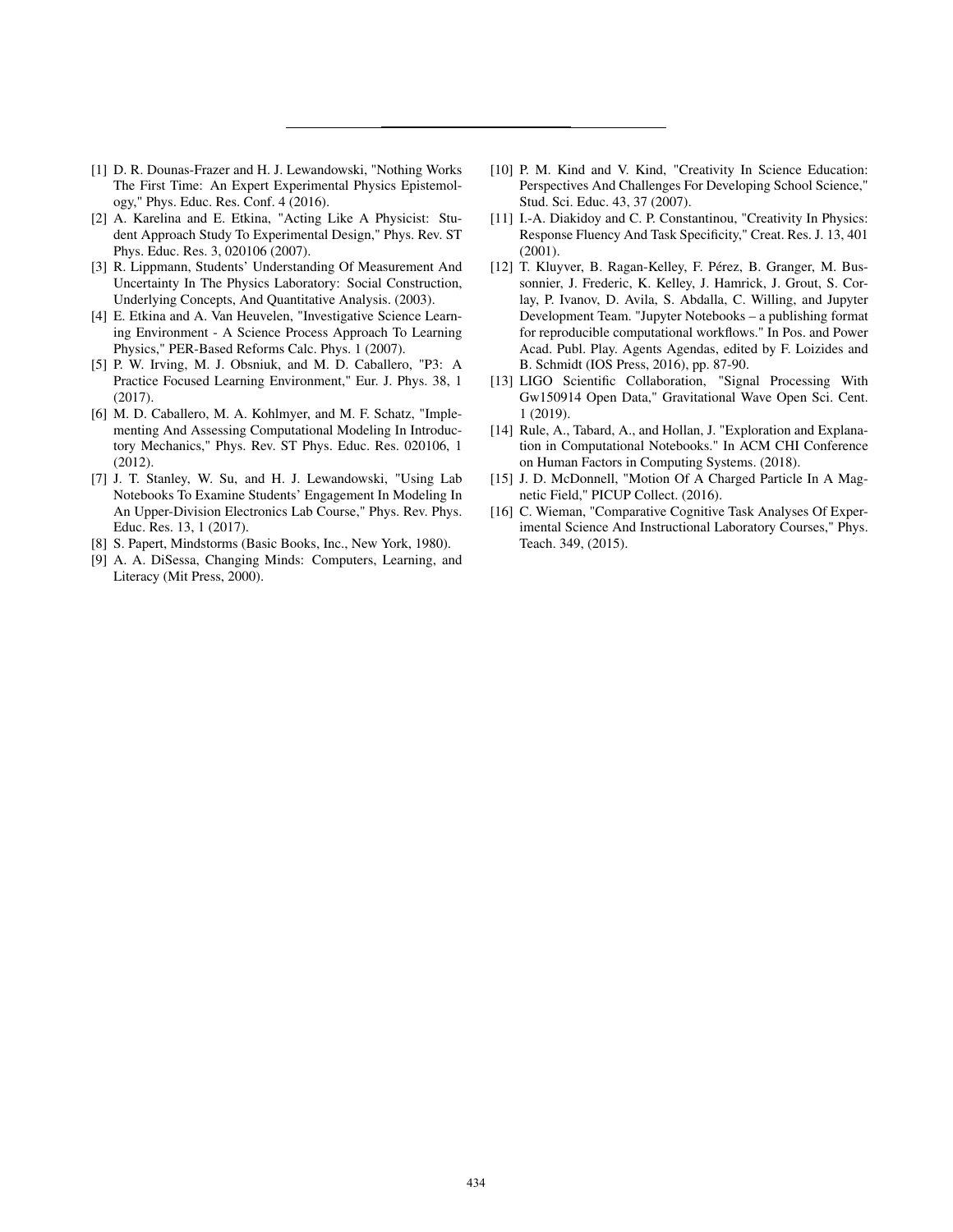[1] D. R. Dounas-Frazer and H. J. Lewandowski, "Nothing Works The First Time: An Expert Experimental Physics Epistemology," Phys. Educ. Res. Conf. 4 (2016).

[2] A. Karelina and E. Etkina, "Acting Like A Physicist: Student Approach Study To Experimental Design," Phys. Rev. ST Phys. Educ. Res. 3, 020106 (2007).

[3] R. Lippmann, Students' Understanding Of Measurement And Uncertainty In The Physics Laboratory: Social Construction, Underlying Concepts, And Quantitative Analysis. (2003).

[4] E. Etkina and A. Van Heuvelen, "Investigative Science Learning Environment - A Science Process Approach To Learning Physics," PER-Based Reforms Calc. Phys. 1 (2007).

[5] P. W. Irving, M. J. Obsniuk, and M. D. Caballero, "P3: A Practice Focused Learning Environment," Eur. J. Phys. 38, 1 (2017).

[6] M. D. Caballero, M. A. Kohlmyer, and M. F. Schatz, "Implementing And Assessing Computational Modeling In Introductory Mechanics," Phys. Rev. ST Phys. Educ. Res. 020106, 1 (2012).

[7] J. T. Stanley, W. Su, and H. J. Lewandowski, "Using Lab Notebooks To Examine Students' Engagement In Modeling In An Upper-Division Electronics Lab Course," Phys. Rev. Phys. Educ. Res. 13, 1 (2017).

[8] S. Papert, Mindstorms (Basic Books, Inc., New York, 1980).

[9] A. A. DiSessa, Changing Minds: Computers, Learning, and Literacy (Mit Press, 2000).

[10] P. M. Kind and V. Kind, "Creativity In Science Education: Perspectives And Challenges For Developing School Science," Stud. Sci. Educ. 43, 37 (2007).

[11] I.-A. Diakidoy and C. P. Constantinou, "Creativity In Physics: Response Fluency And Task Specificity," Creat. Res. J. 13, 401 (2001).

[12] T. Kluyver, B. Ragan-Kelley, F. Pérez, B. Granger, M. Bussonnier, J. Frederic, K. Kelley, J. Hamrick, J. Grout, S. Corlay, P. Ivanov, D. Avila, S. Abdalla, C. Willing, and Jupyter Development Team. "Jupyter Notebooks – a publishing format for reproducible computational workflows." In Pos. and Power Acad. Publ. Play. Agents Agendas, edited by F. Loizides and B. Schmidt (IOS Press, 2016), pp. 87-90.

[13] LIGO Scientific Collaboration, "Signal Processing With Gw150914 Open Data," Gravitational Wave Open Sci. Cent. 1 (2019).

[14] Rule, A., Tabard, A., and Hollan, J. "Exploration and Explanation in Computational Notebooks." In ACM CHI Conference on Human Factors in Computing Systems. (2018).

[15] J. D. McDonnell, "Motion Of A Charged Particle In A Magnetic Field," PICUP Collect. (2016).

[16] C. Wieman, "Comparative Cognitive Task Analyses Of Experimental Science And Instructional Laboratory Courses," Phys. Teach. 349, (2015).